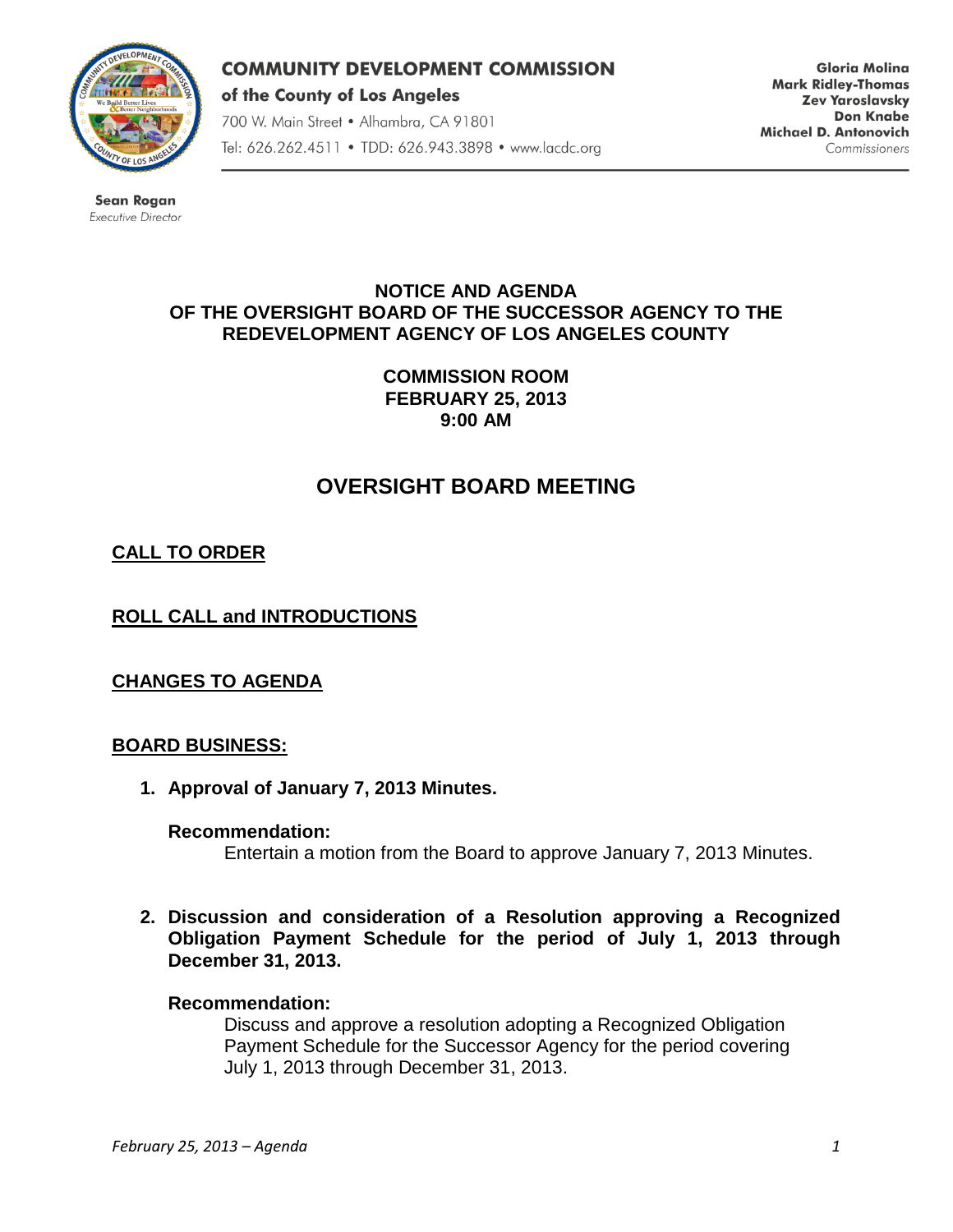**COMMUNITY DEVELOPMENT COMMISSION**
**of the County of Los Angeles**
700 W. Main Street • Alhambra, CA 91801
Tel: 626.262.4511 • TDD: 626.943.3898 • www.lacdc.org

**Gloria Molina**
**Mark Ridley-Thomas**
**Zev Yaroslavsky**
**Don Knabe**
**Michael D. Antonovich**
*Commissioners*

**Sean Rogan**
*Executive Director*

**NOTICE AND AGENDA**
**OF THE OVERSIGHT BOARD OF THE SUCCESSOR AGENCY TO THE REDEVELOPMENT AGENCY OF LOS ANGELES COUNTY**

**COMMISSION ROOM**
**FEBRUARY 25, 2013**
**9:00 AM**

# OVERSIGHT BOARD MEETING

## CALL TO ORDER

## ROLL CALL and INTRODUCTIONS

## CHANGES TO AGENDA

## BOARD BUSINESS:

1. **Approval of January 7, 2013 Minutes.**

   **Recommendation:**
   Entertain a motion from the Board to approve January 7, 2013 Minutes.

2. **Discussion and consideration of a Resolution approving a Recognized Obligation Payment Schedule for the period of July 1, 2013 through December 31, 2013.**

   **Recommendation:**
   Discuss and approve a resolution adopting a Recognized Obligation Payment Schedule for the Successor Agency for the period covering July 1, 2013 through December 31, 2013.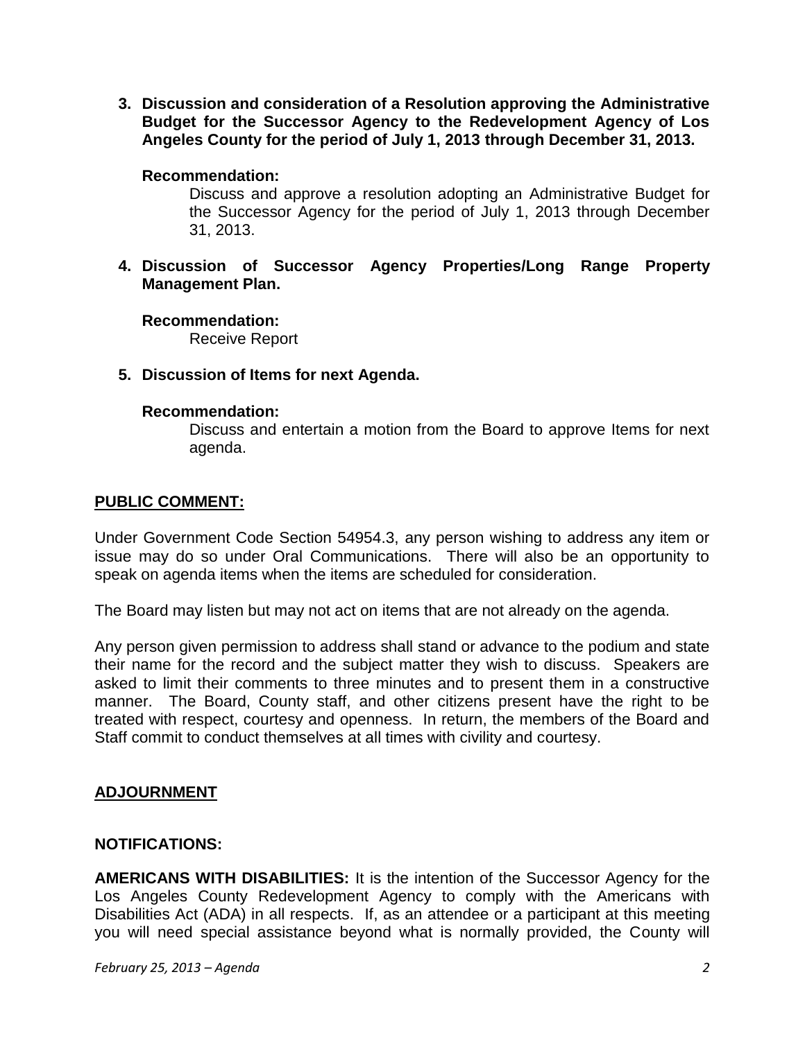3. **Discussion and consideration of a Resolution approving the Administrative Budget for the Successor Agency to the Redevelopment Agency of Los Angeles County for the period of July 1, 2013 through December 31, 2013.**

   **Recommendation:**

   Discuss and approve a resolution adopting an Administrative Budget for the Successor Agency for the period of July 1, 2013 through December 31, 2013.

4. **Discussion of Successor Agency Properties/Long Range Property Management Plan.**

   **Recommendation:**

   Receive Report

5. **Discussion of Items for next Agenda.**

   **Recommendation:**

   Discuss and entertain a motion from the Board to approve Items for next agenda.

## PUBLIC COMMENT:

Under Government Code Section 54954.3, any person wishing to address any item or issue may do so under Oral Communications. There will also be an opportunity to speak on agenda items when the items are scheduled for consideration.

The Board may listen but may not act on items that are not already on the agenda.

Any person given permission to address shall stand or advance to the podium and state their name for the record and the subject matter they wish to discuss. Speakers are asked to limit their comments to three minutes and to present them in a constructive manner. The Board, County staff, and other citizens present have the right to be treated with respect, courtesy and openness. In return, the members of the Board and Staff commit to conduct themselves at all times with civility and courtesy.

## ADJOURNMENT

## NOTIFICATIONS:

**AMERICANS WITH DISABILITIES:** It is the intention of the Successor Agency for the Los Angeles County Redevelopment Agency to comply with the Americans with Disabilities Act (ADA) in all respects. If, as an attendee or a participant at this meeting you will need special assistance beyond what is normally provided, the County will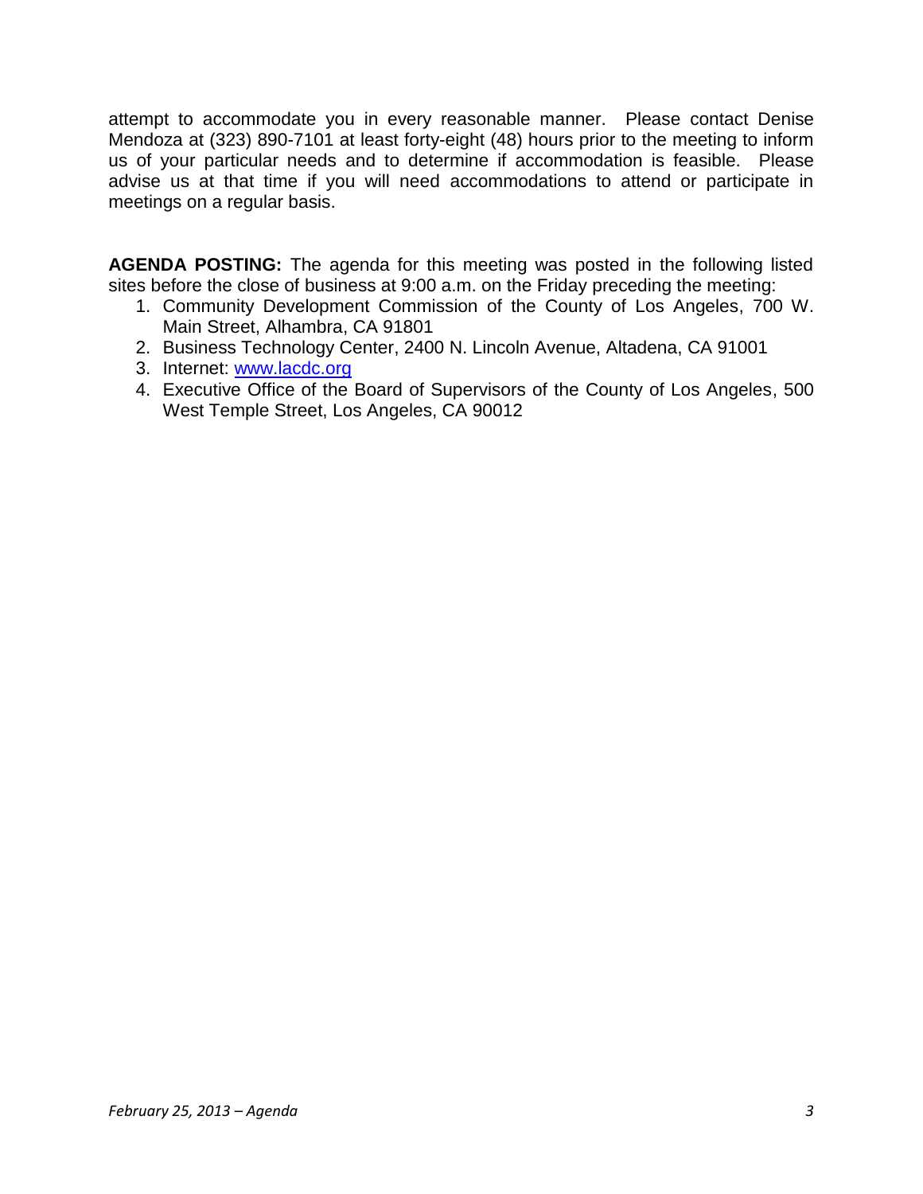attempt to accommodate you in every reasonable manner. Please contact Denise Mendoza at (323) 890-7101 at least forty-eight (48) hours prior to the meeting to inform us of your particular needs and to determine if accommodation is feasible. Please advise us at that time if you will need accommodations to attend or participate in meetings on a regular basis.

**AGENDA POSTING:** The agenda for this meeting was posted in the following listed sites before the close of business at 9:00 a.m. on the Friday preceding the meeting:

1. Community Development Commission of the County of Los Angeles, 700 W. Main Street, Alhambra, CA 91801
2. Business Technology Center, 2400 N. Lincoln Avenue, Altadena, CA 91001
3. Internet: www.lacdc.org
4. Executive Office of the Board of Supervisors of the County of Los Angeles, 500 West Temple Street, Los Angeles, CA 90012